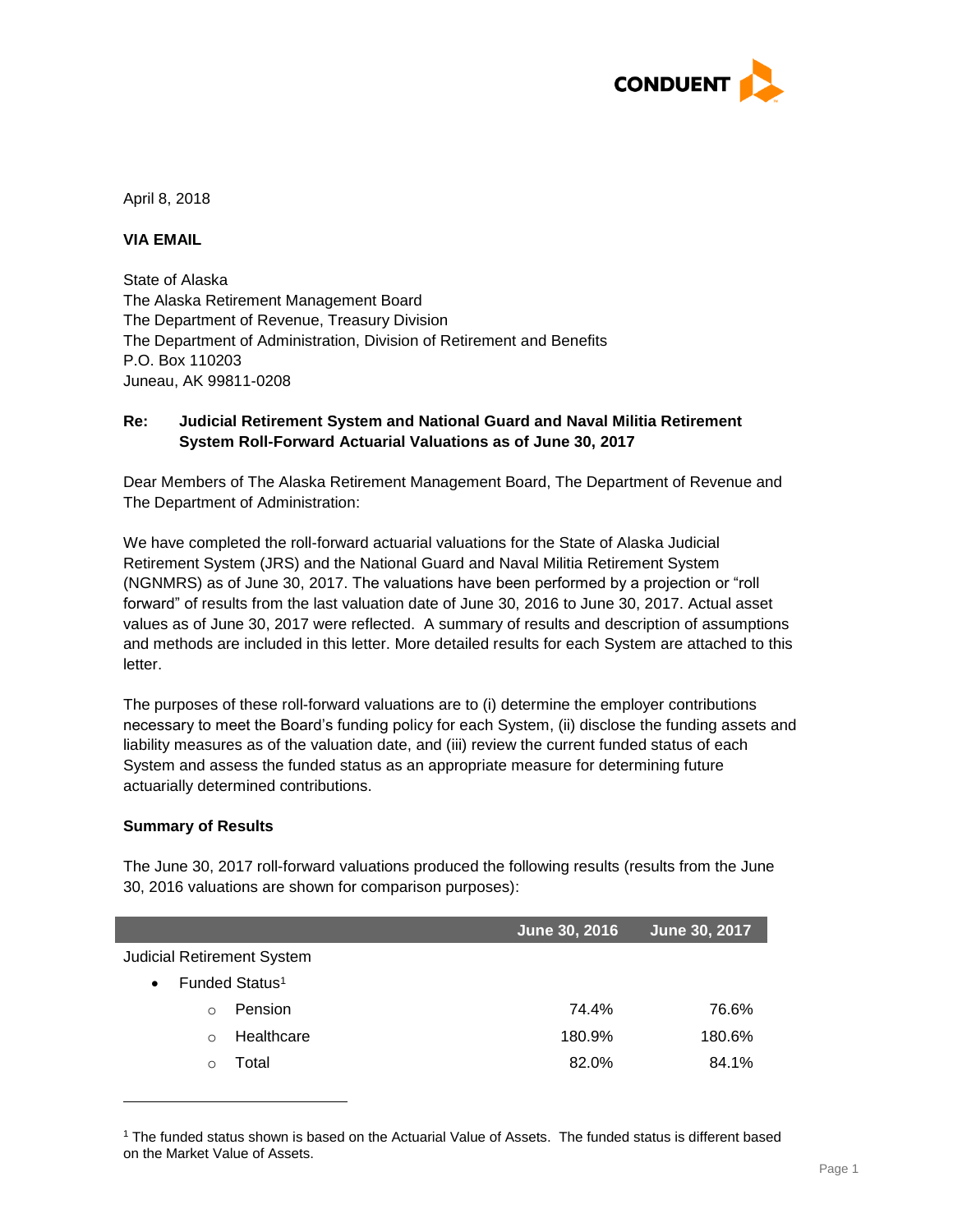April 8, 2018

**VIA EMAIL**

State of Alaska
The Alaska Retirement Management Board
The Department of Revenue, Treasury Division
The Department of Administration, Division of Retirement and Benefits
P.O. Box 110203
Juneau, AK 99811-0208

**Re: Judicial Retirement System and National Guard and Naval Militia Retirement System Roll-Forward Actuarial Valuations as of June 30, 2017**

Dear Members of The Alaska Retirement Management Board, The Department of Revenue and The Department of Administration:

We have completed the roll-forward actuarial valuations for the State of Alaska Judicial Retirement System (JRS) and the National Guard and Naval Militia Retirement System (NGNMRS) as of June 30, 2017. The valuations have been performed by a projection or "roll forward" of results from the last valuation date of June 30, 2016 to June 30, 2017. Actual asset values as of June 30, 2017 were reflected. A summary of results and description of assumptions and methods are included in this letter. More detailed results for each System are attached to this letter.

The purposes of these roll-forward valuations are to (i) determine the employer contributions necessary to meet the Board's funding policy for each System, (ii) disclose the funding assets and liability measures as of the valuation date, and (iii) review the current funded status of each System and assess the funded status as an appropriate measure for determining future actuarially determined contributions.

**Summary of Results**

The June 30, 2017 roll-forward valuations produced the following results (results from the June 30, 2016 valuations are shown for comparison purposes):

| | June 30, 2016 | June 30, 2017 |
|---|---|---|
| Judicial Retirement System | | |
| • Funded Status[1] | | |
| ○ Pension | 74.4% | 76.6% |
| ○ Healthcare | 180.9% | 180.6% |
| ○ Total | 82.0% | 84.1% |

[1] The funded status shown is based on the Actuarial Value of Assets. The funded status is different based on the Market Value of Assets.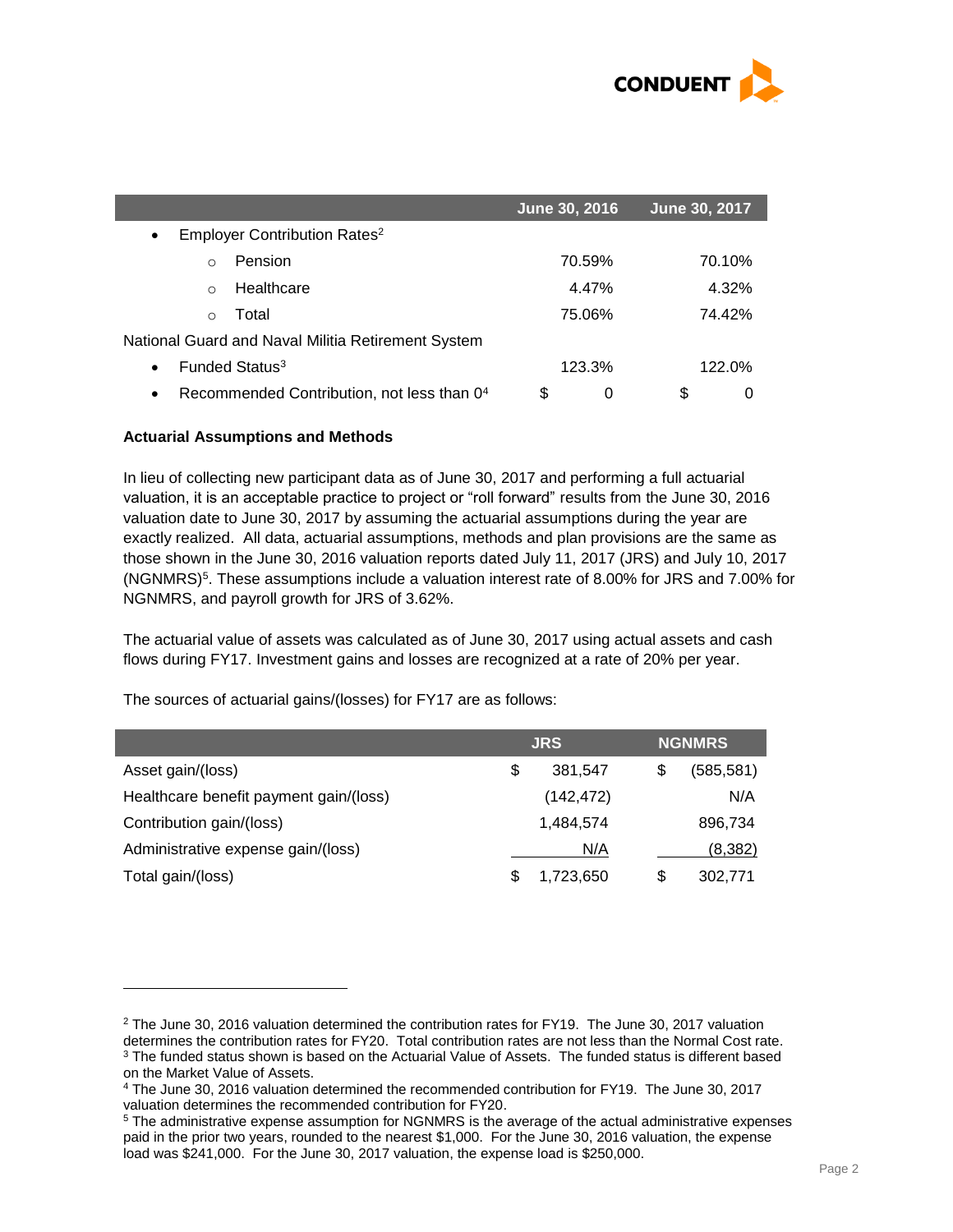| | June 30, 2016 | June 30, 2017 |
|---|---|---|
| • Employer Contribution Rates[2] | | |
| ○ Pension | 70.59% | 70.10% |
| ○ Healthcare | 4.47% | 4.32% |
| ○ Total | 75.06% | 74.42% |
| National Guard and Naval Militia Retirement System | | |
| • Funded Status[3] | 123.3% | 122.0% |
| • Recommended Contribution, not less than 0[4] | $ 0 | $ 0 |

**Actuarial Assumptions and Methods**

In lieu of collecting new participant data as of June 30, 2017 and performing a full actuarial valuation, it is an acceptable practice to project or "roll forward" results from the June 30, 2016 valuation date to June 30, 2017 by assuming the actuarial assumptions during the year are exactly realized. All data, actuarial assumptions, methods and plan provisions are the same as those shown in the June 30, 2016 valuation reports dated July 11, 2017 (JRS) and July 10, 2017 (NGNMRS)[5]. These assumptions include a valuation interest rate of 8.00% for JRS and 7.00% for NGNMRS, and payroll growth for JRS of 3.62%.

The actuarial value of assets was calculated as of June 30, 2017 using actual assets and cash flows during FY17. Investment gains and losses are recognized at a rate of 20% per year.

The sources of actuarial gains/(losses) for FY17 are as follows:

| | JRS | NGNMRS |
|---|---|---|
| Asset gain/(loss) | $ 381,547 | $ (585,581) |
| Healthcare benefit payment gain/(loss) | (142,472) | N/A |
| Contribution gain/(loss) | 1,484,574 | 896,734 |
| Administrative expense gain/(loss) | N/A | (8,382) |
| Total gain/(loss) | $ 1,723,650 | $ 302,771 |

---

[2] The June 30, 2016 valuation determined the contribution rates for FY19. The June 30, 2017 valuation determines the contribution rates for FY20. Total contribution rates are not less than the Normal Cost rate.

[3] The funded status shown is based on the Actuarial Value of Assets. The funded status is different based on the Market Value of Assets.

[4] The June 30, 2016 valuation determined the recommended contribution for FY19. The June 30, 2017 valuation determines the recommended contribution for FY20.

[5] The administrative expense assumption for NGNMRS is the average of the actual administrative expenses paid in the prior two years, rounded to the nearest $1,000. For the June 30, 2016 valuation, the expense load was $241,000. For the June 30, 2017 valuation, the expense load is $250,000.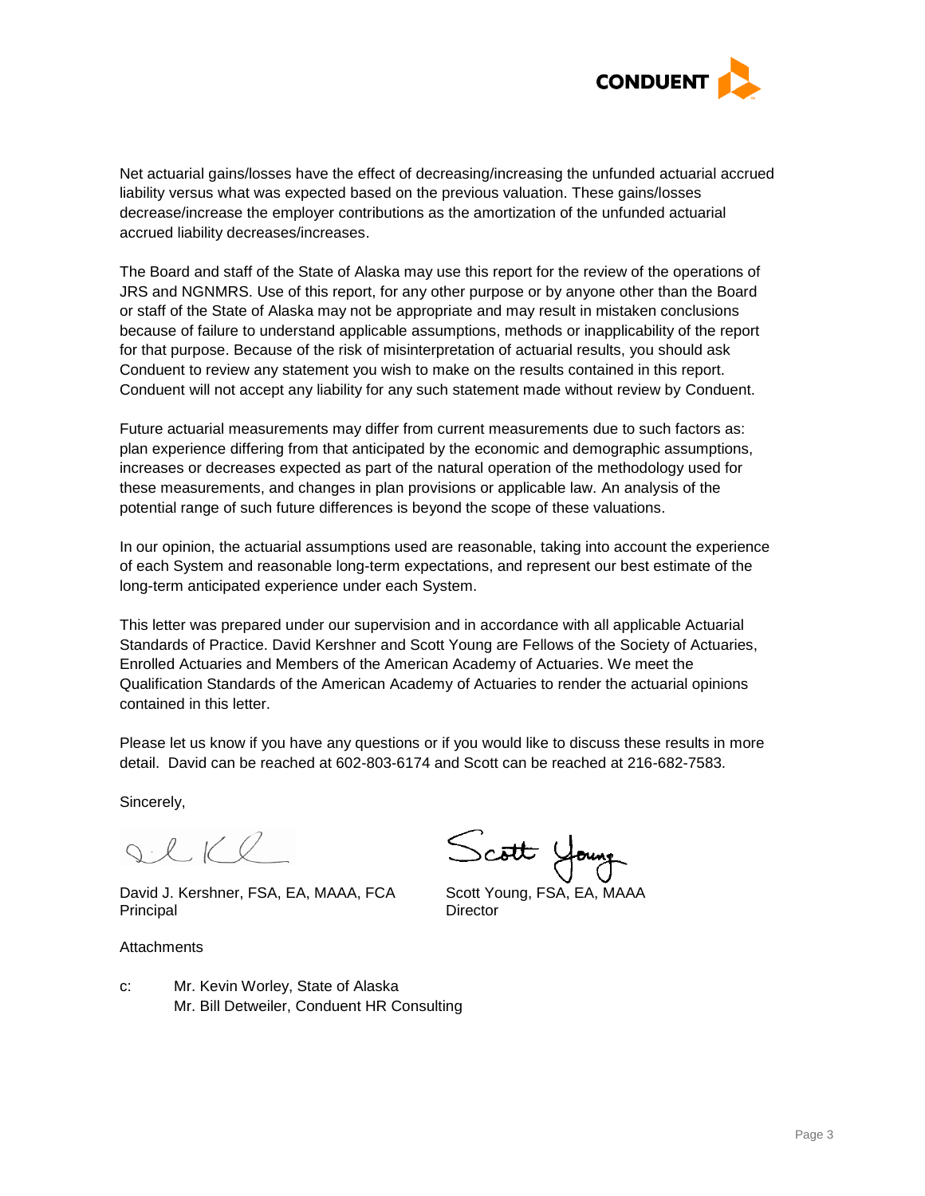Net actuarial gains/losses have the effect of decreasing/increasing the unfunded actuarial accrued liability versus what was expected based on the previous valuation. These gains/losses decrease/increase the employer contributions as the amortization of the unfunded actuarial accrued liability decreases/increases.

The Board and staff of the State of Alaska may use this report for the review of the operations of JRS and NGNMRS. Use of this report, for any other purpose or by anyone other than the Board or staff of the State of Alaska may not be appropriate and may result in mistaken conclusions because of failure to understand applicable assumptions, methods or inapplicability of the report for that purpose. Because of the risk of misinterpretation of actuarial results, you should ask Conduent to review any statement you wish to make on the results contained in this report. Conduent will not accept any liability for any such statement made without review by Conduent.

Future actuarial measurements may differ from current measurements due to such factors as: plan experience differing from that anticipated by the economic and demographic assumptions, increases or decreases expected as part of the natural operation of the methodology used for these measurements, and changes in plan provisions or applicable law. An analysis of the potential range of such future differences is beyond the scope of these valuations.

In our opinion, the actuarial assumptions used are reasonable, taking into account the experience of each System and reasonable long-term expectations, and represent our best estimate of the long-term anticipated experience under each System.

This letter was prepared under our supervision and in accordance with all applicable Actuarial Standards of Practice. David Kershner and Scott Young are Fellows of the Society of Actuaries, Enrolled Actuaries and Members of the American Academy of Actuaries. We meet the Qualification Standards of the American Academy of Actuaries to render the actuarial opinions contained in this letter.

Please let us know if you have any questions or if you would like to discuss these results in more detail. David can be reached at 602-803-6174 and Scott can be reached at 216-682-7583.

Sincerely,

David J. Kershner, FSA, EA, MAAA, FCA
Principal

Scott Young, FSA, EA, MAAA
Director

Attachments

c: Mr. Kevin Worley, State of Alaska
Mr. Bill Detweiler, Conduent HR Consulting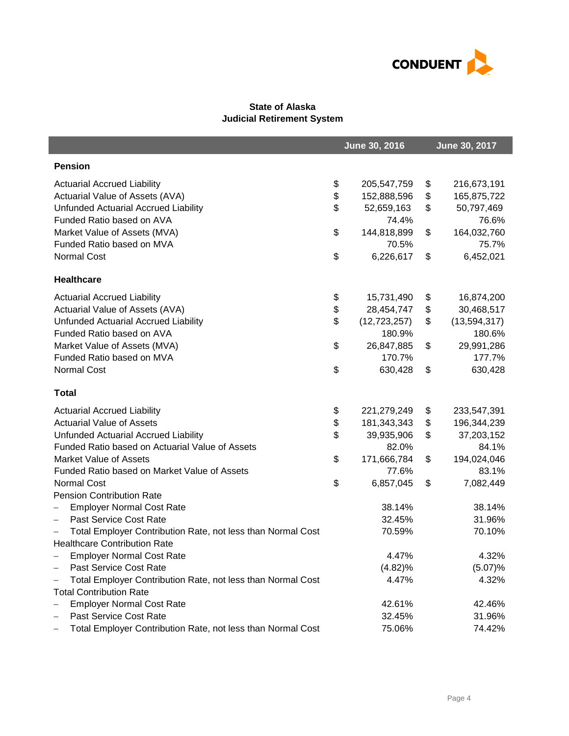**State of Alaska**
**Judicial Retirement System**

| | June 30, 2016 | June 30, 2017 |
|---|---|---|
| **Pension** | | |
| Actuarial Accrued Liability | $ 205,547,759 | $ 216,673,191 |
| Actuarial Value of Assets (AVA) | $ 152,888,596 | $ 165,875,722 |
| Unfunded Actuarial Accrued Liability | $ 52,659,163 | $ 50,797,469 |
| Funded Ratio based on AVA | 74.4% | 76.6% |
| Market Value of Assets (MVA) | $ 144,818,899 | $ 164,032,760 |
| Funded Ratio based on MVA | 70.5% | 75.7% |
| Normal Cost | $ 6,226,617 | $ 6,452,021 |
| **Healthcare** | | |
| Actuarial Accrued Liability | $ 15,731,490 | $ 16,874,200 |
| Actuarial Value of Assets (AVA) | $ 28,454,747 | $ 30,468,517 |
| Unfunded Actuarial Accrued Liability | $ (12,723,257) | $ (13,594,317) |
| Funded Ratio based on AVA | 180.9% | 180.6% |
| Market Value of Assets (MVA) | $ 26,847,885 | $ 29,991,286 |
| Funded Ratio based on MVA | 170.7% | 177.7% |
| Normal Cost | $ 630,428 | $ 630,428 |
| **Total** | | |
| Actuarial Accrued Liability | $ 221,279,249 | $ 233,547,391 |
| Actuarial Value of Assets | $ 181,343,343 | $ 196,344,239 |
| Unfunded Actuarial Accrued Liability | $ 39,935,906 | $ 37,203,152 |
| Funded Ratio based on Actuarial Value of Assets | 82.0% | 84.1% |
| Market Value of Assets | $ 171,666,784 | $ 194,024,046 |
| Funded Ratio based on Market Value of Assets | 77.6% | 83.1% |
| Normal Cost | $ 6,857,045 | $ 7,082,449 |
| Pension Contribution Rate | | |
| – Employer Normal Cost Rate | 38.14% | 38.14% |
| – Past Service Cost Rate | 32.45% | 31.96% |
| – Total Employer Contribution Rate, not less than Normal Cost | 70.59% | 70.10% |
| Healthcare Contribution Rate | | |
| – Employer Normal Cost Rate | 4.47% | 4.32% |
| – Past Service Cost Rate | (4.82)% | (5.07)% |
| – Total Employer Contribution Rate, not less than Normal Cost | 4.47% | 4.32% |
| Total Contribution Rate | | |
| – Employer Normal Cost Rate | 42.61% | 42.46% |
| – Past Service Cost Rate | 32.45% | 31.96% |
| – Total Employer Contribution Rate, not less than Normal Cost | 75.06% | 74.42% |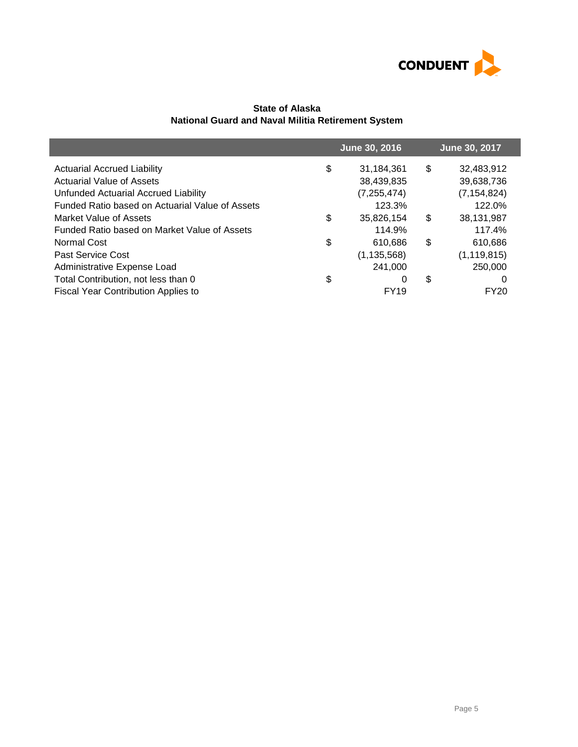**State of Alaska**
**National Guard and Naval Militia Retirement System**

| | June 30, 2016 | June 30, 2017 |
|---|---|---|
| Actuarial Accrued Liability | $ 31,184,361 | $ 32,483,912 |
| Actuarial Value of Assets | 38,439,835 | 39,638,736 |
| Unfunded Actuarial Accrued Liability | (7,255,474) | (7,154,824) |
| Funded Ratio based on Actuarial Value of Assets | 123.3% | 122.0% |
| Market Value of Assets | $ 35,826,154 | $ 38,131,987 |
| Funded Ratio based on Market Value of Assets | 114.9% | 117.4% |
| Normal Cost | $ 610,686 | $ 610,686 |
| Past Service Cost | (1,135,568) | (1,119,815) |
| Administrative Expense Load | 241,000 | 250,000 |
| Total Contribution, not less than 0 | $ 0 | $ 0 |
| Fiscal Year Contribution Applies to | FY19 | FY20 |